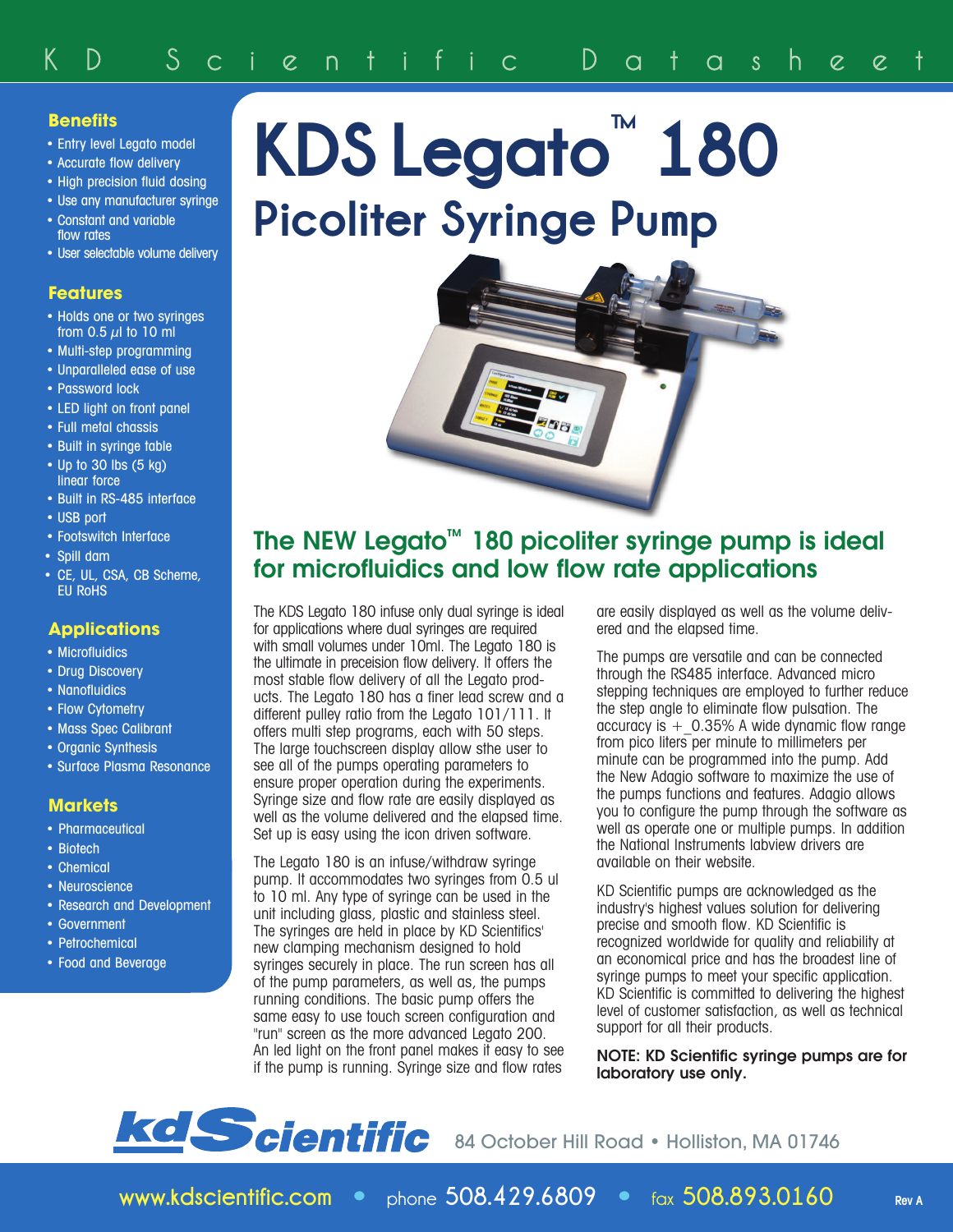# KDS Legato™ 180

## Picoliter Syringe Pump

### Benefits

- Entry level Legato model
- Accurate flow delivery
- High precision fluid dosing
- Use any manufacturer syringe
- Constant and variable flow rates
- User selectable volume delivery

### Features

- Holds one or two syringes from 0.5 $\mu$l to 10 ml
- Multi-step programming
- Unparalleled ease of use
- Password lock
- LED light on front panel
- Full metal chassis
- Built in syringe table
- Up to 30 lbs (5 kg) linear force
- Built in RS-485 interface
- USB port
- Footswitch Interface
- Spill dam
- CE, UL, CSA, CB Scheme, EU RoHS

### Applications

- Microfluidics
- Drug Discovery
- Nanofluidics
- Flow Cytometry
- Mass Spec Calibrant
- Organic Synthesis
- Surface Plasma Resonance

### Markets

- Pharmaceutical
- Biotech
- Chemical
- Neuroscience
- Research and Development
- Government
- Petrochemical
- Food and Beverage

## The NEW Legato™ 180 picoliter syringe pump is ideal for microfluidics and low flow rate applications

The KDS Legato 180 infuse only dual syringe is ideal for applications where dual syringes are required with small volumes under 10ml. The Legato 180 is the ultimate in preceision flow delivery. It offers the most stable flow delivery of all the Legato products. The Legato 180 has a finer lead screw and a different pulley ratio from the Legato 101/111. It offers multi step programs, each with 50 steps. The large touchscreen display allow sthe user to see all of the pumps operating parameters to ensure proper operation during the experiments. Syringe size and flow rate are easily displayed as well as the volume delivered and the elapsed time. Set up is easy using the icon driven software.

The Legato 180 is an infuse/withdraw syringe pump. It accommodates two syringes from 0.5 ul to 10 ml. Any type of syringe can be used in the unit including glass, plastic and stainless steel. The syringes are held in place by KD Scientifics' new clamping mechanism designed to hold syringes securely in place. The run screen has all of the pump parameters, as well as, the pumps running conditions. The basic pump offers the same easy to use touch screen configuration and "run" screen as the more advanced Legato 200. An led light on the front panel makes it easy to see if the pump is running. Syringe size and flow rates are easily displayed as well as the volume delivered and the elapsed time.

The pumps are versatile and can be connected through the RS485 interface. Advanced micro stepping techniques are employed to further reduce the step angle to eliminate flow pulsation. The accuracy is +_0.35% A wide dynamic flow range from pico liters per minute to millimeters per minute can be programmed into the pump. Add the New Adagio software to maximize the use of the pumps functions and features. Adagio allows you to configure the pump through the software as well as operate one or multiple pumps. In addition the National Instruments labview drivers are available on their website.

KD Scientific pumps are acknowledged as the industry's highest values solution for delivering precise and smooth flow. KD Scientific is recognized worldwide for quality and reliability at an economical price and has the broadest line of syringe pumps to meet your specific application. KD Scientific is committed to delivering the highest level of customer satisfaction, as well as technical support for all their products.

**NOTE: KD Scientific syringe pumps are for laboratory use only.**

kdScientific 84 October Hill Road • Holliston, MA 01746

www.kdscientific.com • phone 508.429.6809 • fax 508.893.0160

Rev A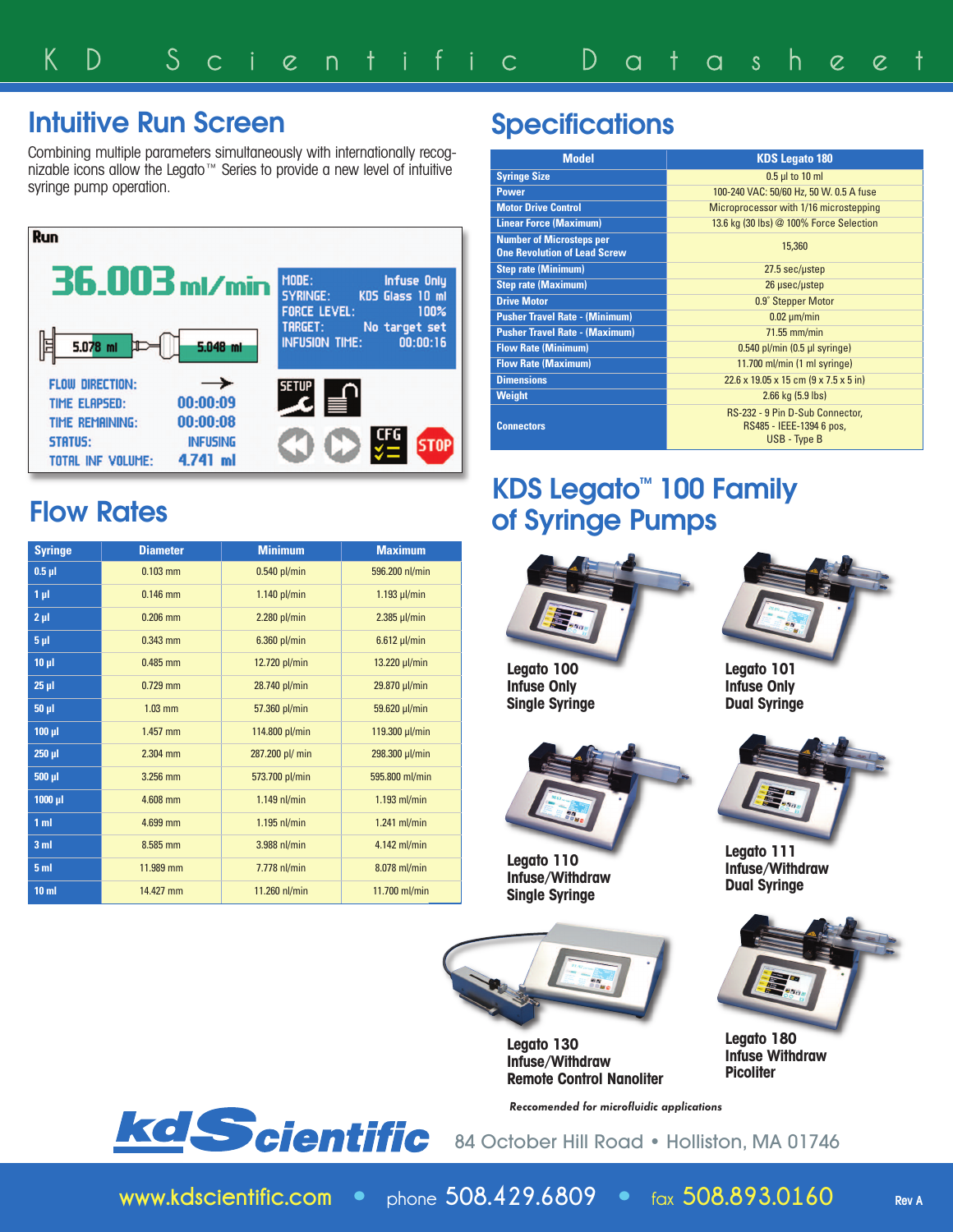## Intuitive Run Screen

Combining multiple parameters simultaneously with internationally recognizable icons allow the Legato™ Series to provide a new level of intuitive syringe pump operation.

Run

36.003 ml/min

5.078 ml

5.048 ml

MODE: Infuse Only
SYRINGE: KDS Glass 10 ml
FORCE LEVEL: 100%
TARGET: No target set
INFUSION TIME: 00:00:16

FLOW DIRECTION: →
TIME ELAPSED: 00:00:09
TIME REMAINING: 00:00:08
STATUS: INFUSING
TOTAL INF VOLUME: 4.741 ml

SETUP

CFG

STOP

## Flow Rates

| Syringe | Diameter | Minimum | Maximum |
|---|---|---|---|
| 0.5 µl | 0.103 mm | 0.540 pl/min | 596.200 nl/min |
| 1 µl | 0.146 mm | 1.140 pl/min | 1.193 µl/min |
| 2 µl | 0.206 mm | 2.280 pl/min | 2.385 µl/min |
| 5 µl | 0.343 mm | 6.360 pl/min | 6.612 µl/min |
| 10 µl | 0.485 mm | 12.720 pl/min | 13.220 µl/min |
| 25 µl | 0.729 mm | 28.740 pl/min | 29.870 µl/min |
| 50 µl | 1.03 mm | 57.360 pl/min | 59.620 µl/min |
| 100 µl | 1.457 mm | 114.800 pl/min | 119.300 µl/min |
| 250 µl | 2.304 mm | 287.200 pl/ min | 298.300 µl/min |
| 500 µl | 3.256 mm | 573.700 pl/min | 595.800 ml/min |
| 1000 µl | 4.608 mm | 1.149 nl/min | 1.193 ml/min |
| 1 ml | 4.699 mm | 1.195 nl/min | 1.241 ml/min |
| 3 ml | 8.585 mm | 3.988 nl/min | 4.142 ml/min |
| 5 ml | 11.989 mm | 7.778 nl/min | 8.078 ml/min |
| 10 ml | 14.427 mm | 11.260 nl/min | 11.700 ml/min |

## Specifications

| Model | KDS Legato 180 |
|---|---|
| Syringe Size | 0.5 µl to 10 ml |
| Power | 100-240 VAC: 50/60 Hz, 50 W. 0.5 A fuse |
| Motor Drive Control | Microprocessor with 1/16 microstepping |
| Linear Force (Maximum) | 13.6 kg (30 lbs) @ 100% Force Selection |
| Number of Microsteps per One Revolution of Lead Screw | 15,360 |
| Step rate (Minimum) | 27.5 sec/µstep |
| Step rate (Maximum) | 26 µsec/µstep |
| Drive Motor | 0.9˚ Stepper Motor |
| Pusher Travel Rate - (Minimum) | 0.02 µm/min |
| Pusher Travel Rate - (Maximum) | 71.55 mm/min |
| Flow Rate (Minimum) | 0.540 pl/min (0.5 µl syringe) |
| Flow Rate (Maximum) | 11.700 ml/min (1 ml syringe) |
| Dimensions | 22.6 x 19.05 x 15 cm (9 x 7.5 x 5 in) |
| Weight | 2.66 kg (5.9 lbs) |
| Connectors | RS-232 - 9 Pin D-Sub Connector, RS485 - IEEE-1394 6 pos, USB - Type B |

## KDS Legato™ 100 Family of Syringe Pumps

**Legato 100**
Infuse Only
Single Syringe

**Legato 101**
Infuse Only
Dual Syringe

**Legato 110**
Infuse/Withdraw
Single Syringe

**Legato 111**
Infuse/Withdraw
Dual Syringe

**Legato 130**
Infuse/Withdraw
Remote Control Nanoliter

**Legato 180**
Infuse Withdraw
Picoliter

*Reccomended for microfluidic applications*

kdScientific 84 October Hill Road • Holliston, MA 01746

www.kdscientific.com • phone 508.429.6809 • fax 508.893.0160

Rev A